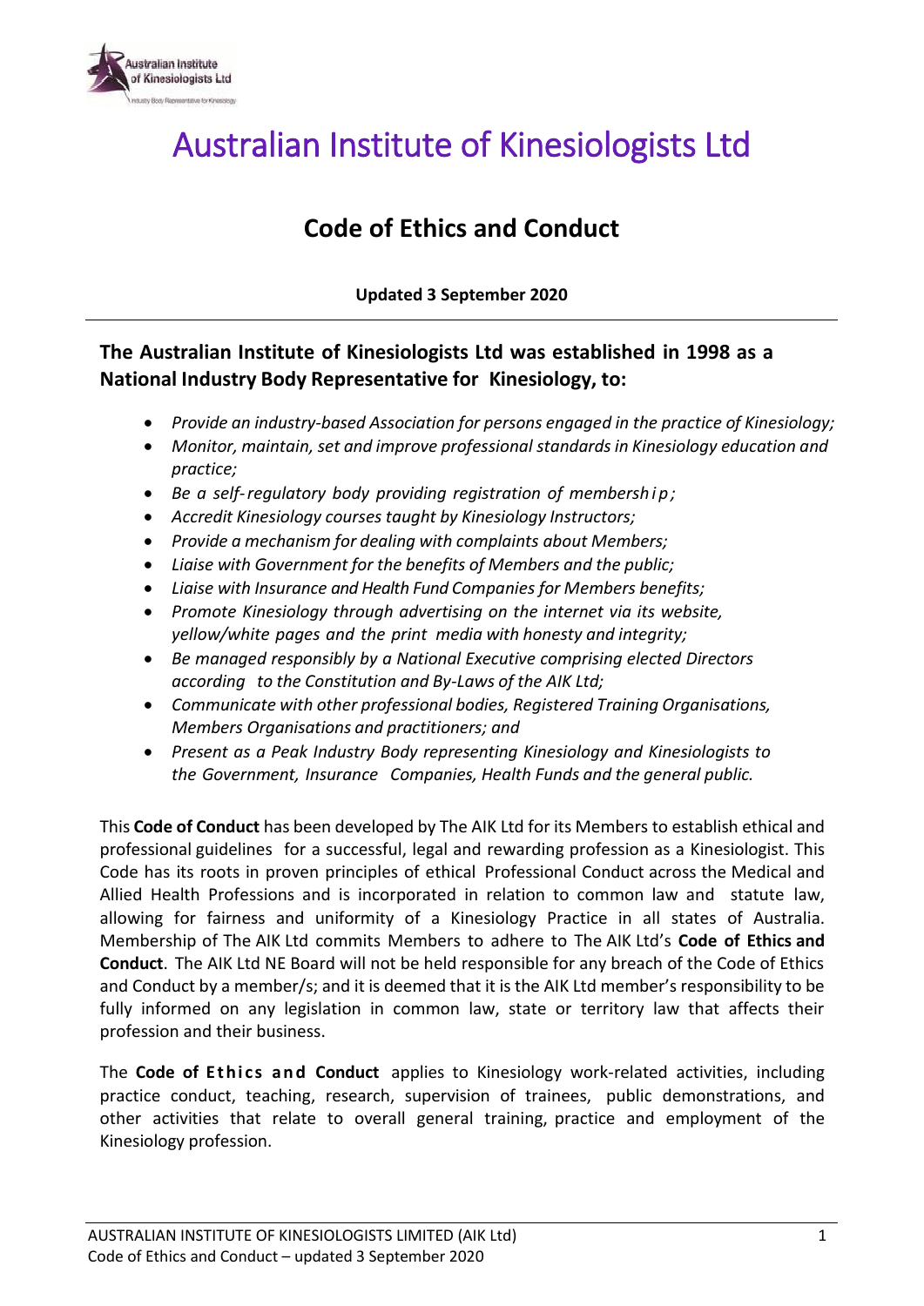# Australian Institute of Kinesiologists Ltd

## Code of Ethics and Conduct

**Updated 3 September 2020**

---

### The Australian Institute of Kinesiologists Ltd was established in 1998 as a National Industry Body Representative for Kinesiology, to:

- *Provide an industry-based Association for persons engaged in the practice of Kinesiology;*
- *Monitor, maintain, set and improve professional standards in Kinesiology education and practice;*
- *Be a self-regulatory body providing registration of membership;*
- *Accredit Kinesiology courses taught by Kinesiology Instructors;*
- *Provide a mechanism for dealing with complaints about Members;*
- *Liaise with Government for the benefits of Members and the public;*
- *Liaise with Insurance and Health Fund Companies for Members benefits;*
- *Promote Kinesiology through advertising on the internet via its website, yellow/white pages and the print media with honesty and integrity;*
- *Be managed responsibly by a National Executive comprising elected Directors according to the Constitution and By-Laws of the AIK Ltd;*
- *Communicate with other professional bodies, Registered Training Organisations, Members Organisations and practitioners; and*
- *Present as a Peak Industry Body representing Kinesiology and Kinesiologists to the Government, Insurance Companies, Health Funds and the general public.*

This **Code of Conduct** has been developed by The AIK Ltd for its Members to establish ethical and professional guidelines for a successful, legal and rewarding profession as a Kinesiologist. This Code has its roots in proven principles of ethical Professional Conduct across the Medical and Allied Health Professions and is incorporated in relation to common law and statute law, allowing for fairness and uniformity of a Kinesiology Practice in all states of Australia. Membership of The AIK Ltd commits Members to adhere to The AIK Ltd's **Code of Ethics and Conduct**. The AIK Ltd NE Board will not be held responsible for any breach of the Code of Ethics and Conduct by a member/s; and it is deemed that it is the AIK Ltd member's responsibility to be fully informed on any legislation in common law, state or territory law that affects their profession and their business.

The **Code of Ethics and Conduct** applies to Kinesiology work-related activities, including practice conduct, teaching, research, supervision of trainees, public demonstrations, and other activities that relate to overall general training, practice and employment of the Kinesiology profession.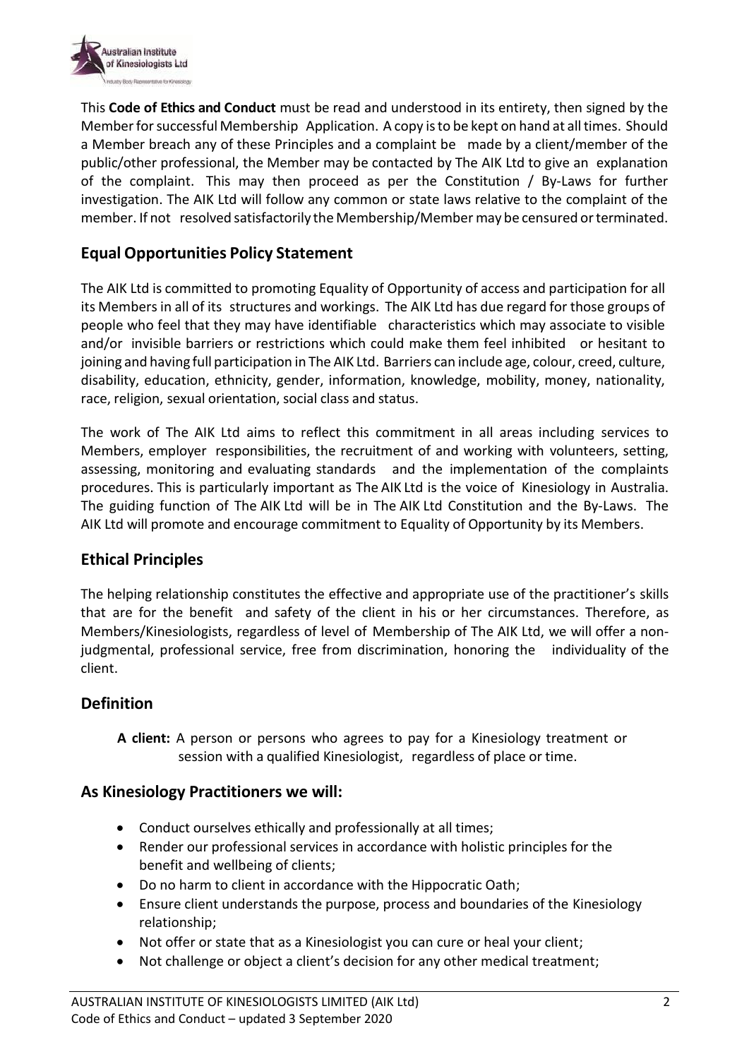This **Code of Ethics and Conduct** must be read and understood in its entirety, then signed by the Member for successful Membership Application. A copy is to be kept on hand at all times. Should a Member breach any of these Principles and a complaint be made by a client/member of the public/other professional, the Member may be contacted by The AIK Ltd to give an explanation of the complaint. This may then proceed as per the Constitution / By-Laws for further investigation. The AIK Ltd will follow any common or state laws relative to the complaint of the member. If not resolved satisfactorily the Membership/Member may be censured or terminated.

## Equal Opportunities Policy Statement

The AIK Ltd is committed to promoting Equality of Opportunity of access and participation for all its Members in all of its structures and workings. The AIK Ltd has due regard for those groups of people who feel that they may have identifiable characteristics which may associate to visible and/or invisible barriers or restrictions which could make them feel inhibited or hesitant to joining and having full participation in The AIK Ltd. Barriers can include age, colour, creed, culture, disability, education, ethnicity, gender, information, knowledge, mobility, money, nationality, race, religion, sexual orientation, social class and status.

The work of The AIK Ltd aims to reflect this commitment in all areas including services to Members, employer responsibilities, the recruitment of and working with volunteers, setting, assessing, monitoring and evaluating standards and the implementation of the complaints procedures. This is particularly important as The AIK Ltd is the voice of Kinesiology in Australia. The guiding function of The AIK Ltd will be in The AIK Ltd Constitution and the By-Laws. The AIK Ltd will promote and encourage commitment to Equality of Opportunity by its Members.

## Ethical Principles

The helping relationship constitutes the effective and appropriate use of the practitioner's skills that are for the benefit and safety of the client in his or her circumstances. Therefore, as Members/Kinesiologists, regardless of level of Membership of The AIK Ltd, we will offer a non-judgmental, professional service, free from discrimination, honoring the individuality of the client.

## Definition

**A client:** A person or persons who agrees to pay for a Kinesiology treatment or session with a qualified Kinesiologist, regardless of place or time.

## As Kinesiology Practitioners we will:

- Conduct ourselves ethically and professionally at all times;
- Render our professional services in accordance with holistic principles for the benefit and wellbeing of clients;
- Do no harm to client in accordance with the Hippocratic Oath;
- Ensure client understands the purpose, process and boundaries of the Kinesiology relationship;
- Not offer or state that as a Kinesiologist you can cure or heal your client;
- Not challenge or object a client's decision for any other medical treatment;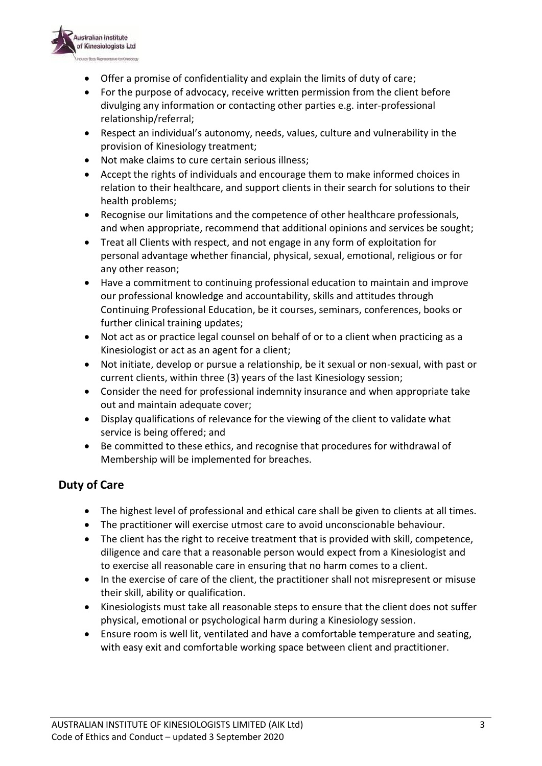- Offer a promise of confidentiality and explain the limits of duty of care;
- For the purpose of advocacy, receive written permission from the client before divulging any information or contacting other parties e.g. inter-professional relationship/referral;
- Respect an individual's autonomy, needs, values, culture and vulnerability in the provision of Kinesiology treatment;
- Not make claims to cure certain serious illness;
- Accept the rights of individuals and encourage them to make informed choices in relation to their healthcare, and support clients in their search for solutions to their health problems;
- Recognise our limitations and the competence of other healthcare professionals, and when appropriate, recommend that additional opinions and services be sought;
- Treat all Clients with respect, and not engage in any form of exploitation for personal advantage whether financial, physical, sexual, emotional, religious or for any other reason;
- Have a commitment to continuing professional education to maintain and improve our professional knowledge and accountability, skills and attitudes through Continuing Professional Education, be it courses, seminars, conferences, books or further clinical training updates;
- Not act as or practice legal counsel on behalf of or to a client when practicing as a Kinesiologist or act as an agent for a client;
- Not initiate, develop or pursue a relationship, be it sexual or non-sexual, with past or current clients, within three (3) years of the last Kinesiology session;
- Consider the need for professional indemnity insurance and when appropriate take out and maintain adequate cover;
- Display qualifications of relevance for the viewing of the client to validate what service is being offered; and
- Be committed to these ethics, and recognise that procedures for withdrawal of Membership will be implemented for breaches.

## Duty of Care

- The highest level of professional and ethical care shall be given to clients at all times.
- The practitioner will exercise utmost care to avoid unconscionable behaviour.
- The client has the right to receive treatment that is provided with skill, competence, diligence and care that a reasonable person would expect from a Kinesiologist and to exercise all reasonable care in ensuring that no harm comes to a client.
- In the exercise of care of the client, the practitioner shall not misrepresent or misuse their skill, ability or qualification.
- Kinesiologists must take all reasonable steps to ensure that the client does not suffer physical, emotional or psychological harm during a Kinesiology session.
- Ensure room is well lit, ventilated and have a comfortable temperature and seating, with easy exit and comfortable working space between client and practitioner.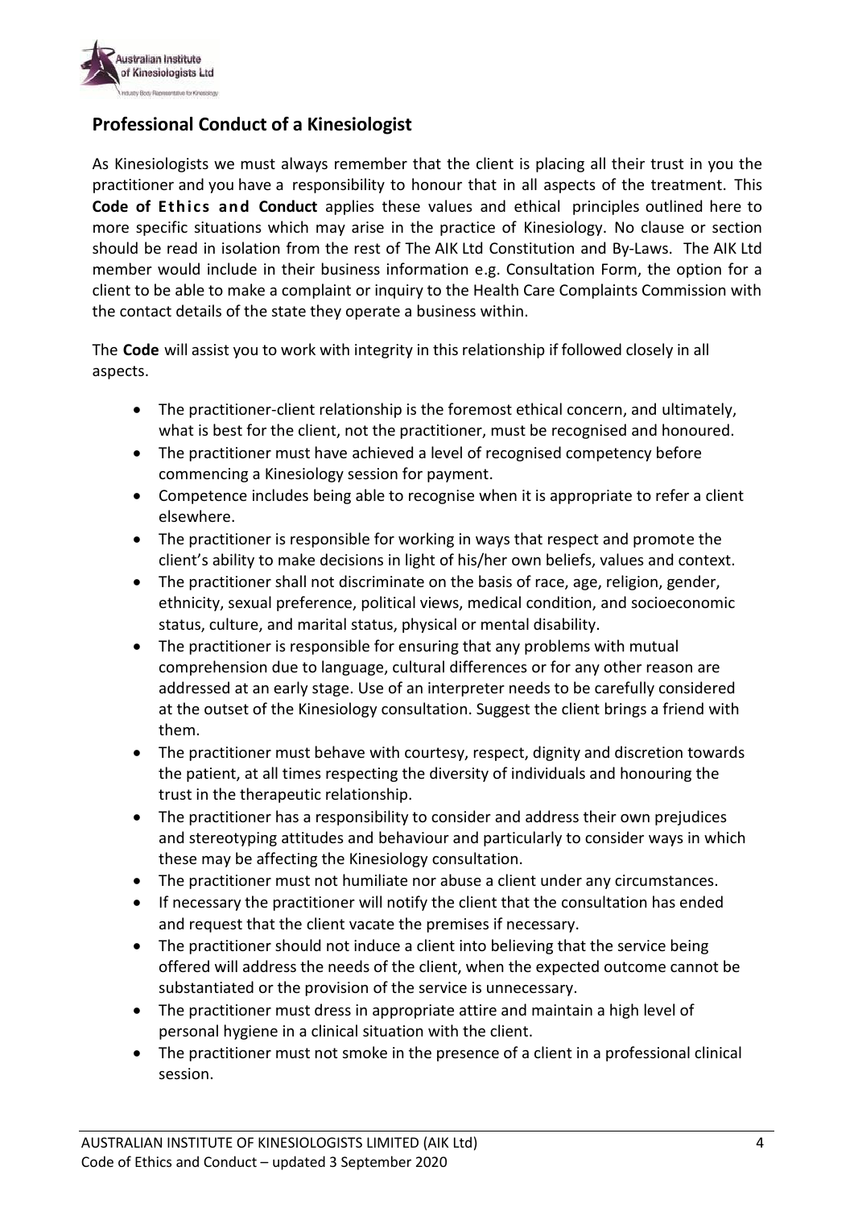## Professional Conduct of a Kinesiologist

As Kinesiologists we must always remember that the client is placing all their trust in you the practitioner and you have a responsibility to honour that in all aspects of the treatment. This **Code of Ethics and Conduct** applies these values and ethical principles outlined here to more specific situations which may arise in the practice of Kinesiology. No clause or section should be read in isolation from the rest of The AIK Ltd Constitution and By-Laws. The AIK Ltd member would include in their business information e.g. Consultation Form, the option for a client to be able to make a complaint or inquiry to the Health Care Complaints Commission with the contact details of the state they operate a business within.

The **Code** will assist you to work with integrity in this relationship if followed closely in all aspects.

- The practitioner-client relationship is the foremost ethical concern, and ultimately, what is best for the client, not the practitioner, must be recognised and honoured.
- The practitioner must have achieved a level of recognised competency before commencing a Kinesiology session for payment.
- Competence includes being able to recognise when it is appropriate to refer a client elsewhere.
- The practitioner is responsible for working in ways that respect and promote the client's ability to make decisions in light of his/her own beliefs, values and context.
- The practitioner shall not discriminate on the basis of race, age, religion, gender, ethnicity, sexual preference, political views, medical condition, and socioeconomic status, culture, and marital status, physical or mental disability.
- The practitioner is responsible for ensuring that any problems with mutual comprehension due to language, cultural differences or for any other reason are addressed at an early stage. Use of an interpreter needs to be carefully considered at the outset of the Kinesiology consultation. Suggest the client brings a friend with them.
- The practitioner must behave with courtesy, respect, dignity and discretion towards the patient, at all times respecting the diversity of individuals and honouring the trust in the therapeutic relationship.
- The practitioner has a responsibility to consider and address their own prejudices and stereotyping attitudes and behaviour and particularly to consider ways in which these may be affecting the Kinesiology consultation.
- The practitioner must not humiliate nor abuse a client under any circumstances.
- If necessary the practitioner will notify the client that the consultation has ended and request that the client vacate the premises if necessary.
- The practitioner should not induce a client into believing that the service being offered will address the needs of the client, when the expected outcome cannot be substantiated or the provision of the service is unnecessary.
- The practitioner must dress in appropriate attire and maintain a high level of personal hygiene in a clinical situation with the client.
- The practitioner must not smoke in the presence of a client in a professional clinical session.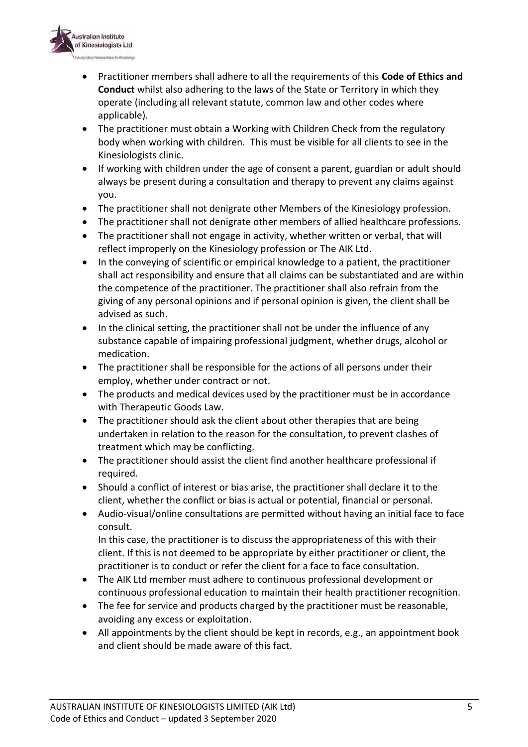- Practitioner members shall adhere to all the requirements of this **Code of Ethics and Conduct** whilst also adhering to the laws of the State or Territory in which they operate (including all relevant statute, common law and other codes where applicable).
- The practitioner must obtain a Working with Children Check from the regulatory body when working with children. This must be visible for all clients to see in the Kinesiologists clinic.
- If working with children under the age of consent a parent, guardian or adult should always be present during a consultation and therapy to prevent any claims against you.
- The practitioner shall not denigrate other Members of the Kinesiology profession.
- The practitioner shall not denigrate other members of allied healthcare professions.
- The practitioner shall not engage in activity, whether written or verbal, that will reflect improperly on the Kinesiology profession or The AIK Ltd.
- In the conveying of scientific or empirical knowledge to a patient, the practitioner shall act responsibility and ensure that all claims can be substantiated and are within the competence of the practitioner. The practitioner shall also refrain from the giving of any personal opinions and if personal opinion is given, the client shall be advised as such.
- In the clinical setting, the practitioner shall not be under the influence of any substance capable of impairing professional judgment, whether drugs, alcohol or medication.
- The practitioner shall be responsible for the actions of all persons under their employ, whether under contract or not.
- The products and medical devices used by the practitioner must be in accordance with Therapeutic Goods Law.
- The practitioner should ask the client about other therapies that are being undertaken in relation to the reason for the consultation, to prevent clashes of treatment which may be conflicting.
- The practitioner should assist the client find another healthcare professional if required.
- Should a conflict of interest or bias arise, the practitioner shall declare it to the client, whether the conflict or bias is actual or potential, financial or personal.
- Audio-visual/online consultations are permitted without having an initial face to face consult.
  In this case, the practitioner is to discuss the appropriateness of this with their client. If this is not deemed to be appropriate by either practitioner or client, the practitioner is to conduct or refer the client for a face to face consultation.
- The AIK Ltd member must adhere to continuous professional development or continuous professional education to maintain their health practitioner recognition.
- The fee for service and products charged by the practitioner must be reasonable, avoiding any excess or exploitation.
- All appointments by the client should be kept in records, e.g., an appointment book and client should be made aware of this fact.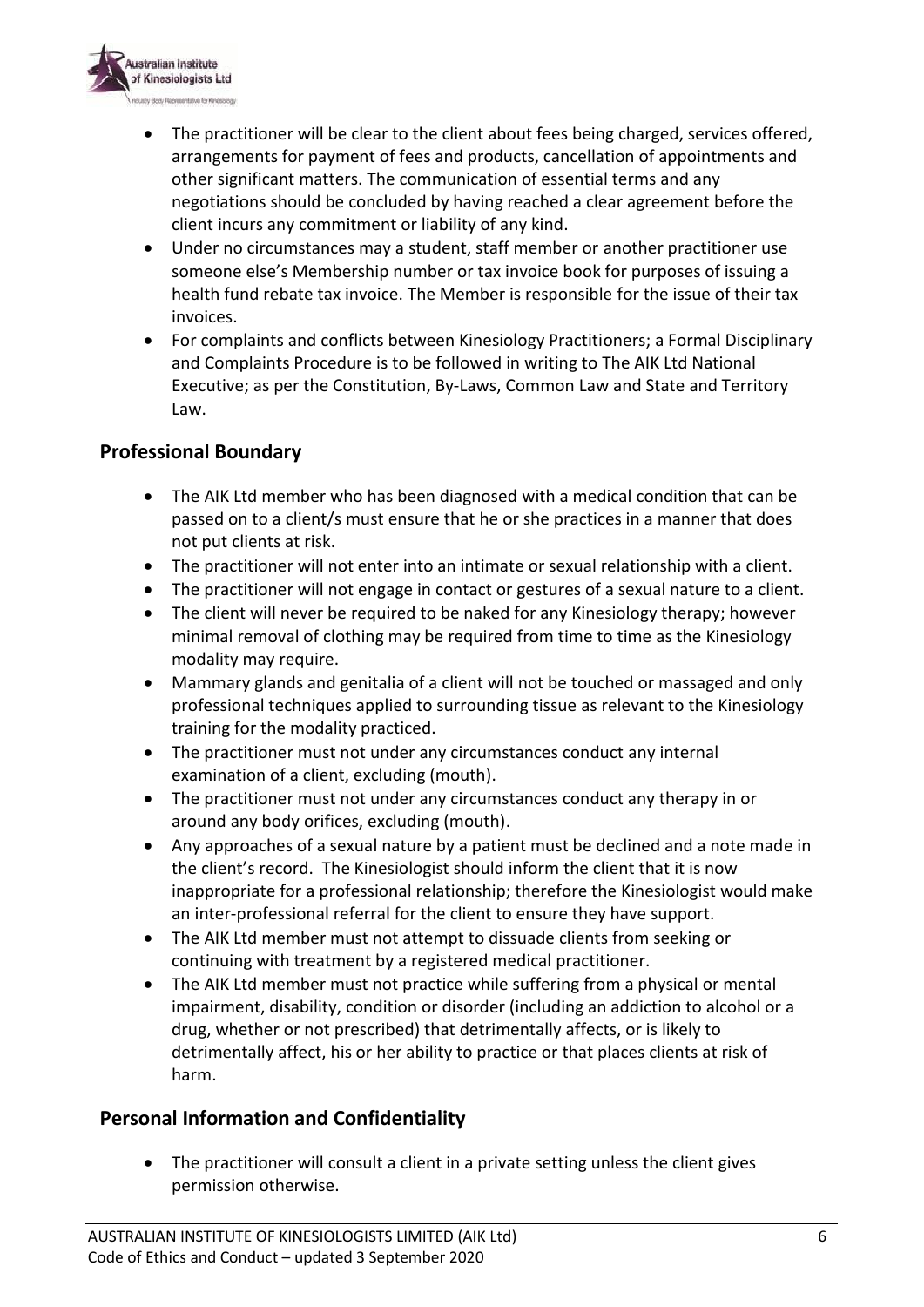- The practitioner will be clear to the client about fees being charged, services offered, arrangements for payment of fees and products, cancellation of appointments and other significant matters. The communication of essential terms and any negotiations should be concluded by having reached a clear agreement before the client incurs any commitment or liability of any kind.
- Under no circumstances may a student, staff member or another practitioner use someone else's Membership number or tax invoice book for purposes of issuing a health fund rebate tax invoice. The Member is responsible for the issue of their tax invoices.
- For complaints and conflicts between Kinesiology Practitioners; a Formal Disciplinary and Complaints Procedure is to be followed in writing to The AIK Ltd National Executive; as per the Constitution, By-Laws, Common Law and State and Territory Law.

## Professional Boundary

- The AIK Ltd member who has been diagnosed with a medical condition that can be passed on to a client/s must ensure that he or she practices in a manner that does not put clients at risk.
- The practitioner will not enter into an intimate or sexual relationship with a client.
- The practitioner will not engage in contact or gestures of a sexual nature to a client.
- The client will never be required to be naked for any Kinesiology therapy; however minimal removal of clothing may be required from time to time as the Kinesiology modality may require.
- Mammary glands and genitalia of a client will not be touched or massaged and only professional techniques applied to surrounding tissue as relevant to the Kinesiology training for the modality practiced.
- The practitioner must not under any circumstances conduct any internal examination of a client, excluding (mouth).
- The practitioner must not under any circumstances conduct any therapy in or around any body orifices, excluding (mouth).
- Any approaches of a sexual nature by a patient must be declined and a note made in the client's record. The Kinesiologist should inform the client that it is now inappropriate for a professional relationship; therefore the Kinesiologist would make an inter-professional referral for the client to ensure they have support.
- The AIK Ltd member must not attempt to dissuade clients from seeking or continuing with treatment by a registered medical practitioner.
- The AIK Ltd member must not practice while suffering from a physical or mental impairment, disability, condition or disorder (including an addiction to alcohol or a drug, whether or not prescribed) that detrimentally affects, or is likely to detrimentally affect, his or her ability to practice or that places clients at risk of harm.

## Personal Information and Confidentiality

- The practitioner will consult a client in a private setting unless the client gives permission otherwise.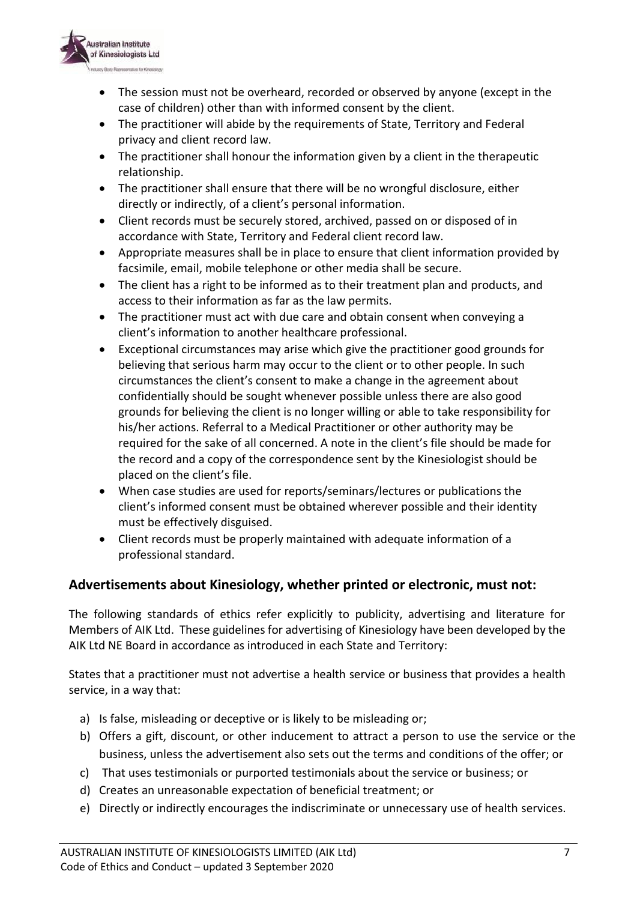- The session must not be overheard, recorded or observed by anyone (except in the case of children) other than with informed consent by the client.
- The practitioner will abide by the requirements of State, Territory and Federal privacy and client record law.
- The practitioner shall honour the information given by a client in the therapeutic relationship.
- The practitioner shall ensure that there will be no wrongful disclosure, either directly or indirectly, of a client's personal information.
- Client records must be securely stored, archived, passed on or disposed of in accordance with State, Territory and Federal client record law.
- Appropriate measures shall be in place to ensure that client information provided by facsimile, email, mobile telephone or other media shall be secure.
- The client has a right to be informed as to their treatment plan and products, and access to their information as far as the law permits.
- The practitioner must act with due care and obtain consent when conveying a client's information to another healthcare professional.
- Exceptional circumstances may arise which give the practitioner good grounds for believing that serious harm may occur to the client or to other people. In such circumstances the client's consent to make a change in the agreement about confidentially should be sought whenever possible unless there are also good grounds for believing the client is no longer willing or able to take responsibility for his/her actions. Referral to a Medical Practitioner or other authority may be required for the sake of all concerned. A note in the client's file should be made for the record and a copy of the correspondence sent by the Kinesiologist should be placed on the client's file.
- When case studies are used for reports/seminars/lectures or publications the client's informed consent must be obtained wherever possible and their identity must be effectively disguised.
- Client records must be properly maintained with adequate information of a professional standard.

## Advertisements about Kinesiology, whether printed or electronic, must not:

The following standards of ethics refer explicitly to publicity, advertising and literature for Members of AIK Ltd. These guidelines for advertising of Kinesiology have been developed by the AIK Ltd NE Board in accordance as introduced in each State and Territory:

States that a practitioner must not advertise a health service or business that provides a health service, in a way that:

a) Is false, misleading or deceptive or is likely to be misleading or;
b) Offers a gift, discount, or other inducement to attract a person to use the service or the business, unless the advertisement also sets out the terms and conditions of the offer; or
c) That uses testimonials or purported testimonials about the service or business; or
d) Creates an unreasonable expectation of beneficial treatment; or
e) Directly or indirectly encourages the indiscriminate or unnecessary use of health services.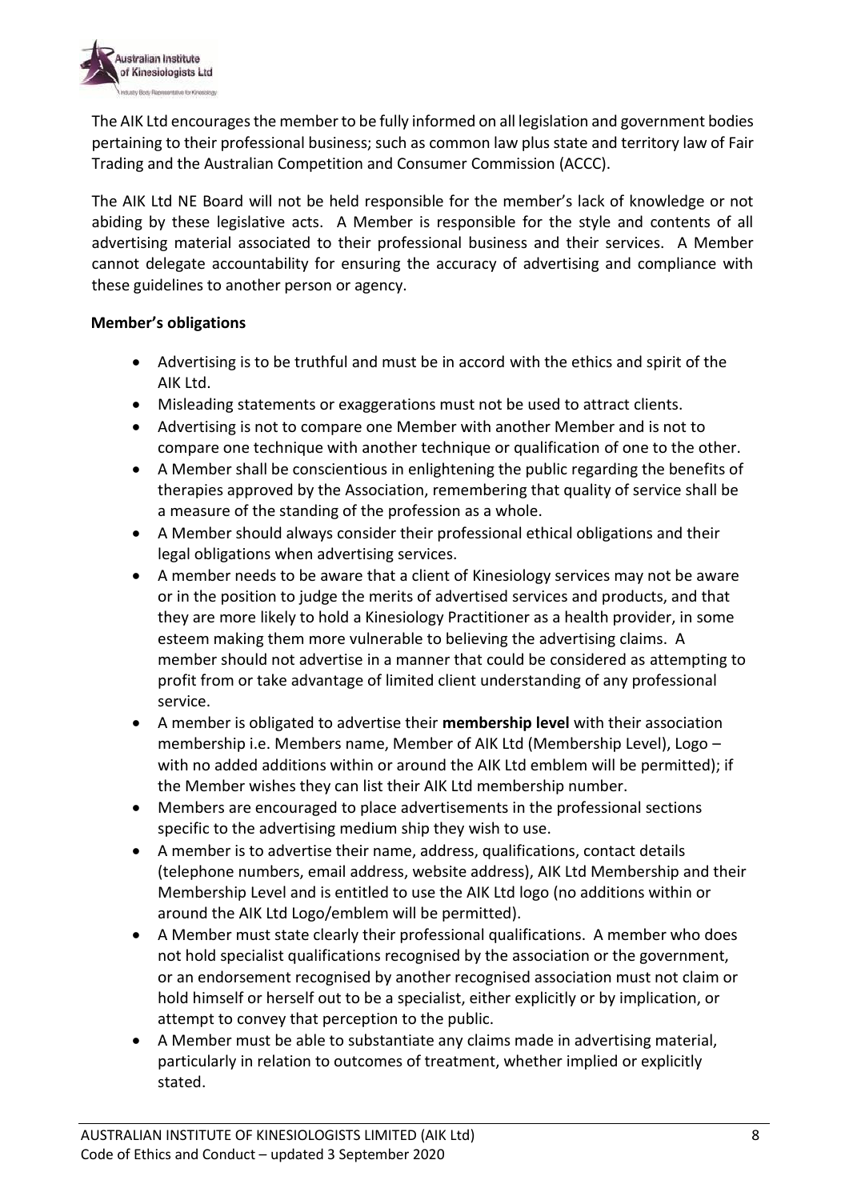The AIK Ltd encourages the member to be fully informed on all legislation and government bodies pertaining to their professional business; such as common law plus state and territory law of Fair Trading and the Australian Competition and Consumer Commission (ACCC).

The AIK Ltd NE Board will not be held responsible for the member's lack of knowledge or not abiding by these legislative acts. A Member is responsible for the style and contents of all advertising material associated to their professional business and their services. A Member cannot delegate accountability for ensuring the accuracy of advertising and compliance with these guidelines to another person or agency.

**Member's obligations**

- Advertising is to be truthful and must be in accord with the ethics and spirit of the AIK Ltd.
- Misleading statements or exaggerations must not be used to attract clients.
- Advertising is not to compare one Member with another Member and is not to compare one technique with another technique or qualification of one to the other.
- A Member shall be conscientious in enlightening the public regarding the benefits of therapies approved by the Association, remembering that quality of service shall be a measure of the standing of the profession as a whole.
- A Member should always consider their professional ethical obligations and their legal obligations when advertising services.
- A member needs to be aware that a client of Kinesiology services may not be aware or in the position to judge the merits of advertised services and products, and that they are more likely to hold a Kinesiology Practitioner as a health provider, in some esteem making them more vulnerable to believing the advertising claims. A member should not advertise in a manner that could be considered as attempting to profit from or take advantage of limited client understanding of any professional service.
- A member is obligated to advertise their **membership level** with their association membership i.e. Members name, Member of AIK Ltd (Membership Level), Logo – with no added additions within or around the AIK Ltd emblem will be permitted); if the Member wishes they can list their AIK Ltd membership number.
- Members are encouraged to place advertisements in the professional sections specific to the advertising medium ship they wish to use.
- A member is to advertise their name, address, qualifications, contact details (telephone numbers, email address, website address), AIK Ltd Membership and their Membership Level and is entitled to use the AIK Ltd logo (no additions within or around the AIK Ltd Logo/emblem will be permitted).
- A Member must state clearly their professional qualifications. A member who does not hold specialist qualifications recognised by the association or the government, or an endorsement recognised by another recognised association must not claim or hold himself or herself out to be a specialist, either explicitly or by implication, or attempt to convey that perception to the public.
- A Member must be able to substantiate any claims made in advertising material, particularly in relation to outcomes of treatment, whether implied or explicitly stated.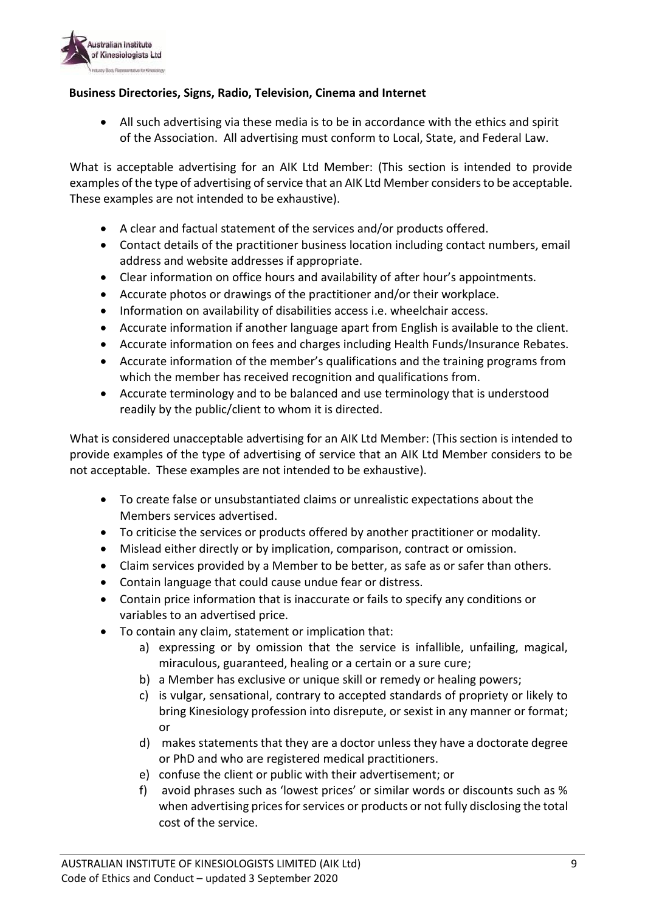**Business Directories, Signs, Radio, Television, Cinema and Internet**

- All such advertising via these media is to be in accordance with the ethics and spirit of the Association. All advertising must conform to Local, State, and Federal Law.

What is acceptable advertising for an AIK Ltd Member: (This section is intended to provide examples of the type of advertising of service that an AIK Ltd Member considers to be acceptable. These examples are not intended to be exhaustive).

- A clear and factual statement of the services and/or products offered.
- Contact details of the practitioner business location including contact numbers, email address and website addresses if appropriate.
- Clear information on office hours and availability of after hour's appointments.
- Accurate photos or drawings of the practitioner and/or their workplace.
- Information on availability of disabilities access i.e. wheelchair access.
- Accurate information if another language apart from English is available to the client.
- Accurate information on fees and charges including Health Funds/Insurance Rebates.
- Accurate information of the member's qualifications and the training programs from which the member has received recognition and qualifications from.
- Accurate terminology and to be balanced and use terminology that is understood readily by the public/client to whom it is directed.

What is considered unacceptable advertising for an AIK Ltd Member: (This section is intended to provide examples of the type of advertising of service that an AIK Ltd Member considers to be not acceptable. These examples are not intended to be exhaustive).

- To create false or unsubstantiated claims or unrealistic expectations about the Members services advertised.
- To criticise the services or products offered by another practitioner or modality.
- Mislead either directly or by implication, comparison, contract or omission.
- Claim services provided by a Member to be better, as safe as or safer than others.
- Contain language that could cause undue fear or distress.
- Contain price information that is inaccurate or fails to specify any conditions or variables to an advertised price.
- To contain any claim, statement or implication that:
  a) expressing or by omission that the service is infallible, unfailing, magical, miraculous, guaranteed, healing or a certain or a sure cure;
  b) a Member has exclusive or unique skill or remedy or healing powers;
  c) is vulgar, sensational, contrary to accepted standards of propriety or likely to bring Kinesiology profession into disrepute, or sexist in any manner or format; or
  d) makes statements that they are a doctor unless they have a doctorate degree or PhD and who are registered medical practitioners.
  e) confuse the client or public with their advertisement; or
  f) avoid phrases such as 'lowest prices' or similar words or discounts such as % when advertising prices for services or products or not fully disclosing the total cost of the service.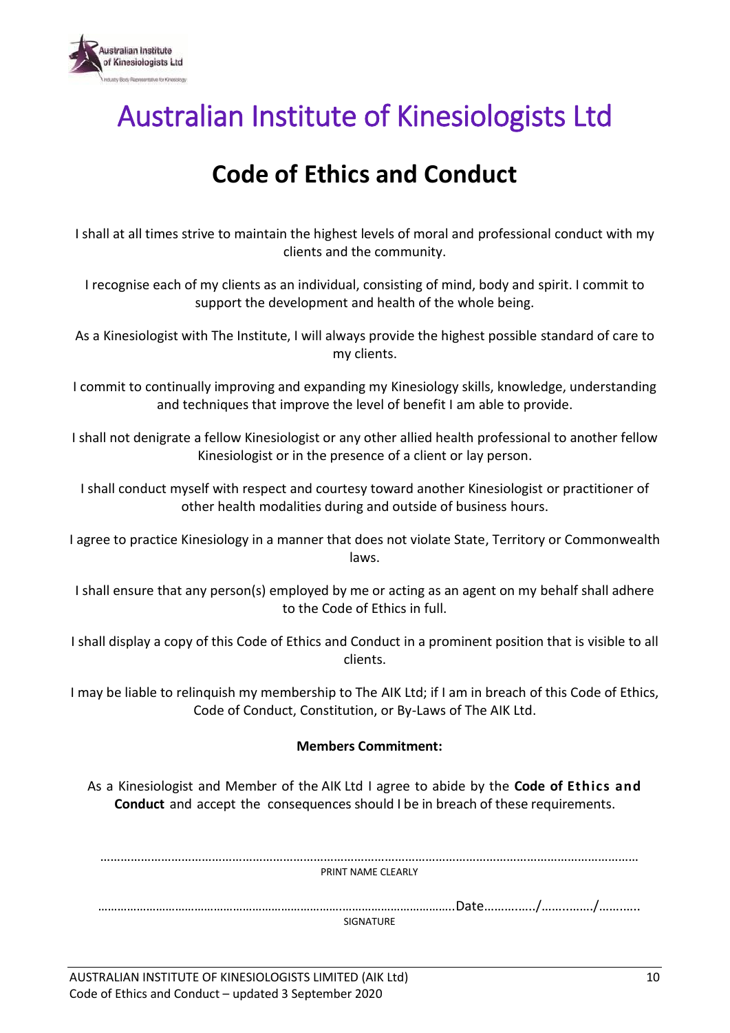# Australian Institute of Kinesiologists Ltd

## Code of Ethics and Conduct

I shall at all times strive to maintain the highest levels of moral and professional conduct with my clients and the community.

I recognise each of my clients as an individual, consisting of mind, body and spirit. I commit to support the development and health of the whole being.

As a Kinesiologist with The Institute, I will always provide the highest possible standard of care to my clients.

I commit to continually improving and expanding my Kinesiology skills, knowledge, understanding and techniques that improve the level of benefit I am able to provide.

I shall not denigrate a fellow Kinesiologist or any other allied health professional to another fellow Kinesiologist or in the presence of a client or lay person.

I shall conduct myself with respect and courtesy toward another Kinesiologist or practitioner of other health modalities during and outside of business hours.

I agree to practice Kinesiology in a manner that does not violate State, Territory or Commonwealth laws.

I shall ensure that any person(s) employed by me or acting as an agent on my behalf shall adhere to the Code of Ethics in full.

I shall display a copy of this Code of Ethics and Conduct in a prominent position that is visible to all clients.

I may be liable to relinquish my membership to The AIK Ltd; if I am in breach of this Code of Ethics, Code of Conduct, Constitution, or By-Laws of The AIK Ltd.

**Members Commitment:**

As a Kinesiologist and Member of the AIK Ltd I agree to abide by the **Code of Ethics and Conduct** and accept the consequences should I be in breach of these requirements.

…………………………………………………………………………………………………………………………………………

PRINT NAME CLEARLY

……………………………………………………………………………………………….Date…………../…….……./………..

SIGNATURE